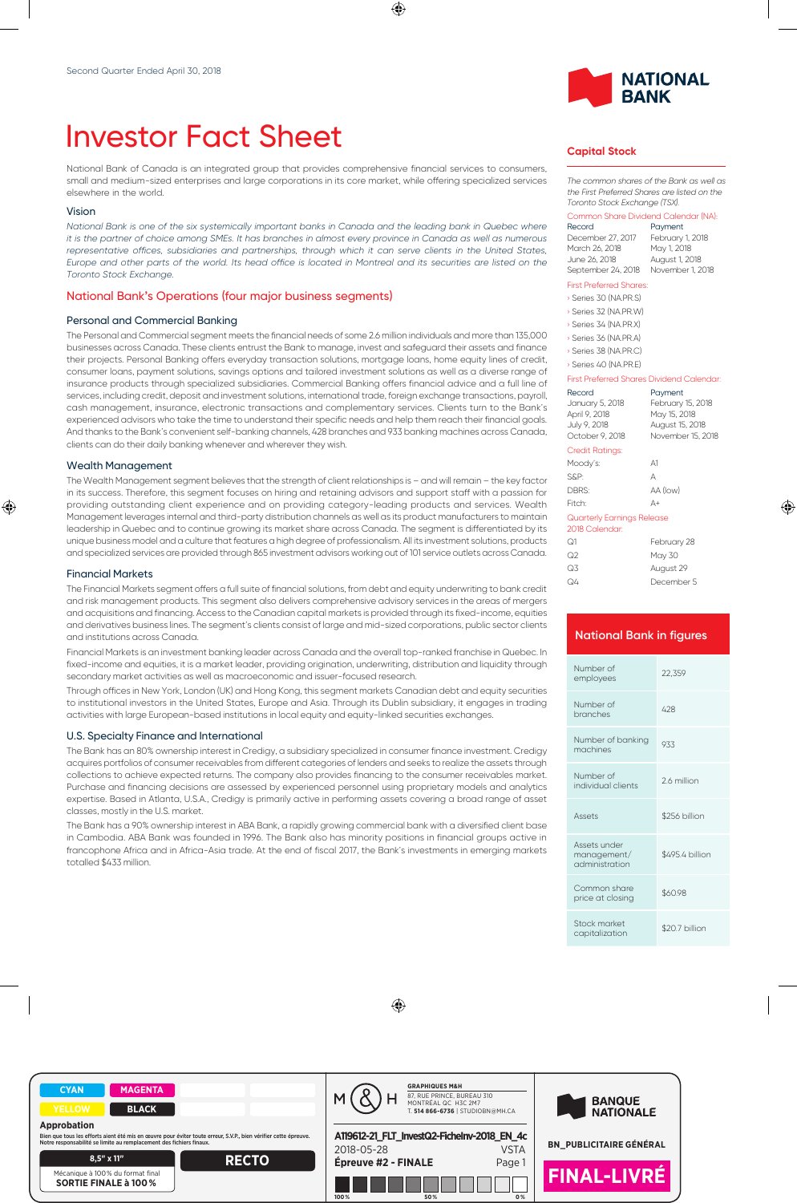Second Quarter Ended April 30, 2018

# Investor Fact Sheet

National Bank of Canada is an integrated group that provides comprehensive financial services to consumers, small and medium-sized enterprises and large corporations in its core market, while offering specialized services elsewhere in the world.

### Vision

*National Bank is one of the six systemically important banks in Canada and the leading bank in Quebec where it is the partner of choice among SMEs. It has branches in almost every province in Canada as well as numerous representative offices, subsidiaries and partnerships, through which it can serve clients in the United States, Europe and other parts of the world. Its head office is located in Montreal and its securities are listed on the Toronto Stock Exchange.*

## National Bank's Operations (four major business segments)

### Personal and Commercial Banking

The Personal and Commercial segment meets the financial needs of some 2.6 million individuals and more than 135,000 businesses across Canada. These clients entrust the Bank to manage, invest and safeguard their assets and finance their projects. Personal Banking offers everyday transaction solutions, mortgage loans, home equity lines of credit, consumer loans, payment solutions, savings options and tailored investment solutions as well as a diverse range of insurance products through specialized subsidiaries. Commercial Banking offers financial advice and a full line of services, including credit, deposit and investment solutions, international trade, foreign exchange transactions, payroll, cash management, insurance, electronic transactions and complementary services. Clients turn to the Bank's experienced advisors who take the time to understand their specific needs and help them reach their financial goals. And thanks to the Bank's convenient self-banking channels, 428 branches and 933 banking machines across Canada, clients can do their daily banking whenever and wherever they wish.

### Wealth Management

The Wealth Management segment believes that the strength of client relationships is – and will remain – the key factor in its success. Therefore, this segment focuses on hiring and retaining advisors and support staff with a passion for providing outstanding client experience and on providing category-leading products and services. Wealth Management leverages internal and third-party distribution channels as well as its product manufacturers to maintain leadership in Quebec and to continue growing its market share across Canada. The segment is differentiated by its unique business model and a culture that features a high degree of professionalism. All its investment solutions, products and specialized services are provided through 865 investment advisors working out of 101 service outlets across Canada.

### Financial Markets

The Financial Markets segment offers a full suite of financial solutions, from debt and equity underwriting to bank credit and risk management products. This segment also delivers comprehensive advisory services in the areas of mergers and acquisitions and financing. Access to the Canadian capital markets is provided through its fixed-income, equities and derivatives business lines. The segment's clients consist of large and mid-sized corporations, public sector clients and institutions across Canada.

Financial Markets is an investment banking leader across Canada and the overall top-ranked franchise in Quebec. In fixed-income and equities, it is a market leader, providing origination, underwriting, distribution and liquidity through secondary market activities as well as macroeconomic and issuer-focused research.

Through offices in New York, London (UK) and Hong Kong, this segment markets Canadian debt and equity securities to institutional investors in the United States, Europe and Asia. Through its Dublin subsidiary, it engages in trading activities with large European-based institutions in local equity and equity-linked securities exchanges.

### U.S. Specialty Finance and International

The Bank has an 80% ownership interest in Credigy, a subsidiary specialized in consumer finance investment. Credigy acquires portfolios of consumer receivables from different categories of lenders and seeks to realize the assets through collections to achieve expected returns. The company also provides financing to the consumer receivables market. Purchase and financing decisions are assessed by experienced personnel using proprietary models and analytics expertise. Based in Atlanta, U.S.A., Credigy is primarily active in performing assets covering a broad range of asset classes, mostly in the U.S. market.

The Bank has a 90% ownership interest in ABA Bank, a rapidly growing commercial bank with a diversified client base in Cambodia. ABA Bank was founded in 1996. The Bank also has minority positions in financial groups active in francophone Africa and in Africa-Asia trade. At the end of fiscal 2017, the Bank's investments in emerging markets totalled $433 million.

## Capital Stock

*The common shares of the Bank as well as the First Preferred Shares are listed on the Toronto Stock Exchange (TSX).*

Common Share Dividend Calendar (NA):

| Record | Payment |
|---|---|
| December 27, 2017 | February 1, 2018 |
| March 26, 2018 | May 1, 2018 |
| June 26, 2018 | August 1, 2018 |
| September 24, 2018 | November 1, 2018 |

First Preferred Shares:

- Series 30 (NA.PR.S)
- Series 32 (NA.PR.W)
- Series 34 (NA.PR.X)
- Series 36 (NA.PR.A)
- Series 38 (NA.PR.C)
- Series 40 (NA.PR.E)

First Preferred Shares Dividend Calendar:

| Record | Payment |
|---|---|
| January 5, 2018 | February 15, 2018 |
| April 9, 2018 | May 15, 2018 |
| July 9, 2018 | August 15, 2018 |
| October 9, 2018 | November 15, 2018 |

Credit Ratings:

| | |
|---|---|
| Moody's: | A1 |
| S&P: | A |
| DBRS: | AA (low) |
| Fitch: | A+ |

Quarterly Earnings Release 2018 Calendar:

| | |
|---|---|
| Q1 | February 28 |
| Q2 | May 30 |
| Q3 | August 29 |
| Q4 | December 5 |

## National Bank in figures

| | |
|---|---|
| Number of employees | 22,359 |
| Number of branches | 428 |
| Number of banking machines | 933 |
| Number of individual clients | 2.6 million |
| Assets | $256 billion |
| Assets under management/administration | $495.4 billion |
| Common share price at closing | $60.98 |
| Stock market capitalization | $20.7 billion |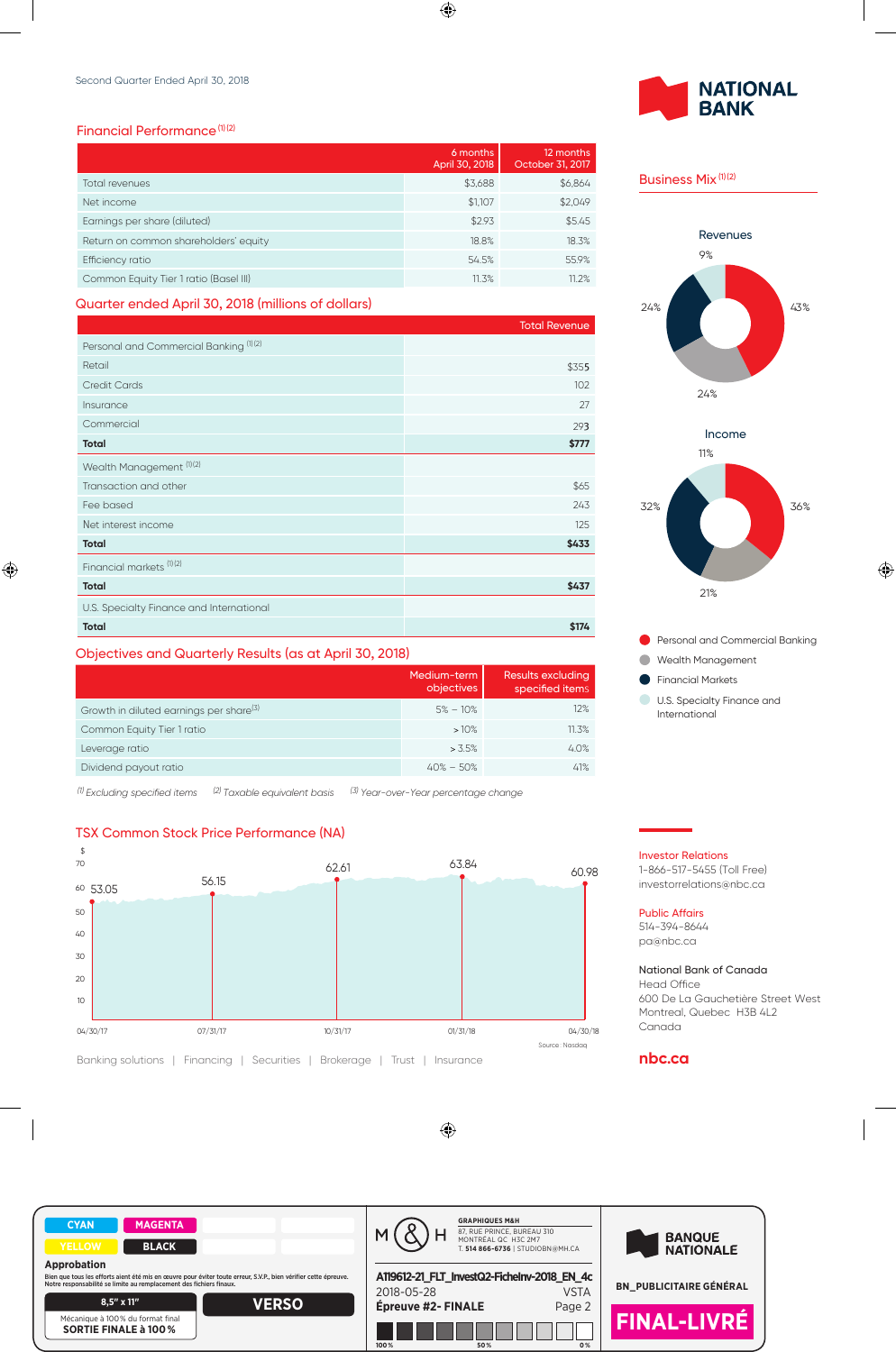Second Quarter Ended April 30, 2018

NATIONAL BANK

## Financial Performance [1] [2]

| | 6 months April 30, 2018 | 12 months October 31, 2017 |
|---|---|---|
| Total revenues | $3,688 | $6,864 |
| Net income | $1,107 | $2,049 |
| Earnings per share (diluted) | $2.93 | $5.45 |
| Return on common shareholders' equity | 18.8% | 18.3% |
| Efficiency ratio | 54.5% | 55.9% |
| Common Equity Tier 1 ratio (Basel III) | 11.3% | 11.2% |

## Quarter ended April 30, 2018 (millions of dollars)

| | Total Revenue |
|---|---|
| Personal and Commercial Banking [1] [2] | |
| Retail | $355 |
| Credit Cards | 102 |
| Insurance | 27 |
| Commercial | 293 |
| **Total** | **$777** |
| Wealth Management [1] [2] | |
| Transaction and other | $65 |
| Fee based | 243 |
| Net interest income | 125 |
| **Total** | **$433** |
| Financial markets [1] [2] | |
| **Total** | **$437** |
| U.S. Specialty Finance and International | |
| **Total** | **$174** |

## Objectives and Quarterly Results (as at April 30, 2018)

| | Medium-term objectives | Results excluding specified items |
|---|---|---|
| Growth in diluted earnings per share [3] | 5% – 10% | 12% |
| Common Equity Tier 1 ratio | > 10% | 11.3% |
| Leverage ratio | > 3.5% | 4.0% |
| Dividend payout ratio | 40% – 50% | 41% |

*[1] Excluding specified items* *[2] Taxable equivalent basis* *[3] Year-over-Year percentage change*

## Business Mix [1] [2]

Revenues

9%
43%
24%
24%

Income

11%
36%
32%
21%

- Personal and Commercial Banking
- Wealth Management
- Financial Markets
- U.S. Specialty Finance and International

## TSX Common Stock Price Performance (NA)

$
70
60
50
40
30
20
10

53.05
56.15
62.61
63.84
60.98

04/30/17
07/31/17
10/31/17
01/31/18
04/30/18

Source: Nasdaq

Banking solutions | Financing | Securities | Brokerage | Trust | Insurance

**Investor Relations**
1-866-517-5455 (Toll Free)
investorrelations@nbc.ca

**Public Affairs**
514-394-8644
pa@nbc.ca

**National Bank of Canada**
Head Office
600 De La Gauchetière Street West
Montreal, Quebec H3B 4L2
Canada

**nbc.ca**